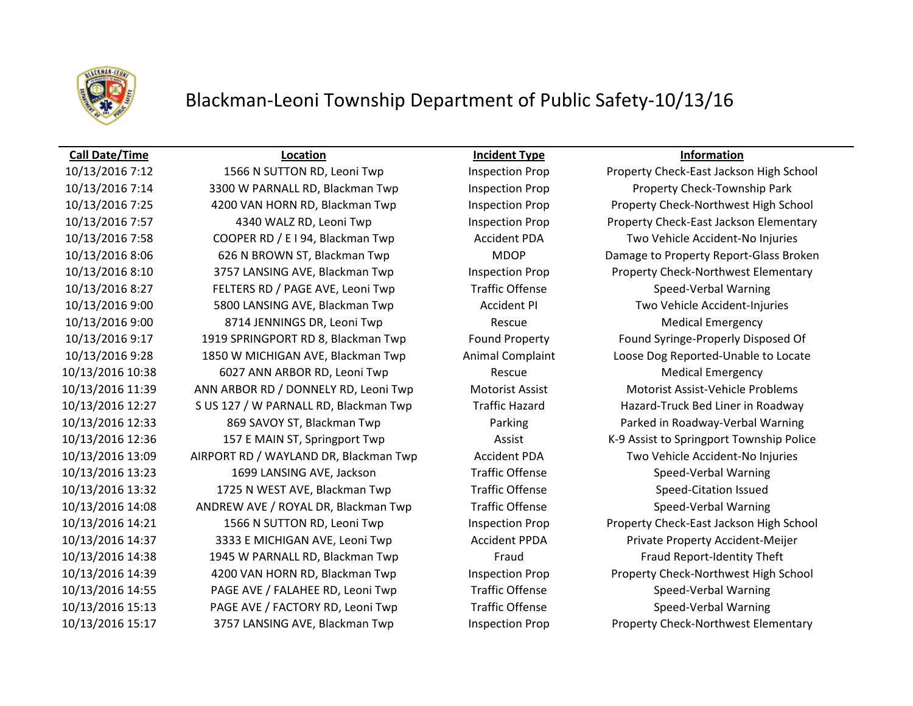# Blackman-Leoni Township Department of Public Safety-10/13/16

| Call Date/Time | Location | Incident Type | Information |
|---|---|---|---|
| 10/13/2016 7:12 | 1566 N SUTTON RD, Leoni Twp | Inspection Prop | Property Check-East Jackson High School |
| 10/13/2016 7:14 | 3300 W PARNALL RD, Blackman Twp | Inspection Prop | Property Check-Township Park |
| 10/13/2016 7:25 | 4200 VAN HORN RD, Blackman Twp | Inspection Prop | Property Check-Northwest High School |
| 10/13/2016 7:57 | 4340 WALZ RD, Leoni Twp | Inspection Prop | Property Check-East Jackson Elementary |
| 10/13/2016 7:58 | COOPER RD / E I 94, Blackman Twp | Accident PDA | Two Vehicle Accident-No Injuries |
| 10/13/2016 8:06 | 626 N BROWN ST, Blackman Twp | MDOP | Damage to Property Report-Glass Broken |
| 10/13/2016 8:10 | 3757 LANSING AVE, Blackman Twp | Inspection Prop | Property Check-Northwest Elementary |
| 10/13/2016 8:27 | FELTERS RD / PAGE AVE, Leoni Twp | Traffic Offense | Speed-Verbal Warning |
| 10/13/2016 9:00 | 5800 LANSING AVE, Blackman Twp | Accident PI | Two Vehicle Accident-Injuries |
| 10/13/2016 9:00 | 8714 JENNINGS DR, Leoni Twp | Rescue | Medical Emergency |
| 10/13/2016 9:17 | 1919 SPRINGPORT RD 8, Blackman Twp | Found Property | Found Syringe-Properly Disposed Of |
| 10/13/2016 9:28 | 1850 W MICHIGAN AVE, Blackman Twp | Animal Complaint | Loose Dog Reported-Unable to Locate |
| 10/13/2016 10:38 | 6027 ANN ARBOR RD, Leoni Twp | Rescue | Medical Emergency |
| 10/13/2016 11:39 | ANN ARBOR RD / DONNELY RD, Leoni Twp | Motorist Assist | Motorist Assist-Vehicle Problems |
| 10/13/2016 12:27 | S US 127 / W PARNALL RD, Blackman Twp | Traffic Hazard | Hazard-Truck Bed Liner in Roadway |
| 10/13/2016 12:33 | 869 SAVOY ST, Blackman Twp | Parking | Parked in Roadway-Verbal Warning |
| 10/13/2016 12:36 | 157 E MAIN ST, Springport Twp | Assist | K-9 Assist to Springport Township Police |
| 10/13/2016 13:09 | AIRPORT RD / WAYLAND DR, Blackman Twp | Accident PDA | Two Vehicle Accident-No Injuries |
| 10/13/2016 13:23 | 1699 LANSING AVE, Jackson | Traffic Offense | Speed-Verbal Warning |
| 10/13/2016 13:32 | 1725 N WEST AVE, Blackman Twp | Traffic Offense | Speed-Citation Issued |
| 10/13/2016 14:08 | ANDREW AVE / ROYAL DR, Blackman Twp | Traffic Offense | Speed-Verbal Warning |
| 10/13/2016 14:21 | 1566 N SUTTON RD, Leoni Twp | Inspection Prop | Property Check-East Jackson High School |
| 10/13/2016 14:37 | 3333 E MICHIGAN AVE, Leoni Twp | Accident PPDA | Private Property Accident-Meijer |
| 10/13/2016 14:38 | 1945 W PARNALL RD, Blackman Twp | Fraud | Fraud Report-Identity Theft |
| 10/13/2016 14:39 | 4200 VAN HORN RD, Blackman Twp | Inspection Prop | Property Check-Northwest High School |
| 10/13/2016 14:55 | PAGE AVE / FALAHEE RD, Leoni Twp | Traffic Offense | Speed-Verbal Warning |
| 10/13/2016 15:13 | PAGE AVE / FACTORY RD, Leoni Twp | Traffic Offense | Speed-Verbal Warning |
| 10/13/2016 15:17 | 3757 LANSING AVE, Blackman Twp | Inspection Prop | Property Check-Northwest Elementary |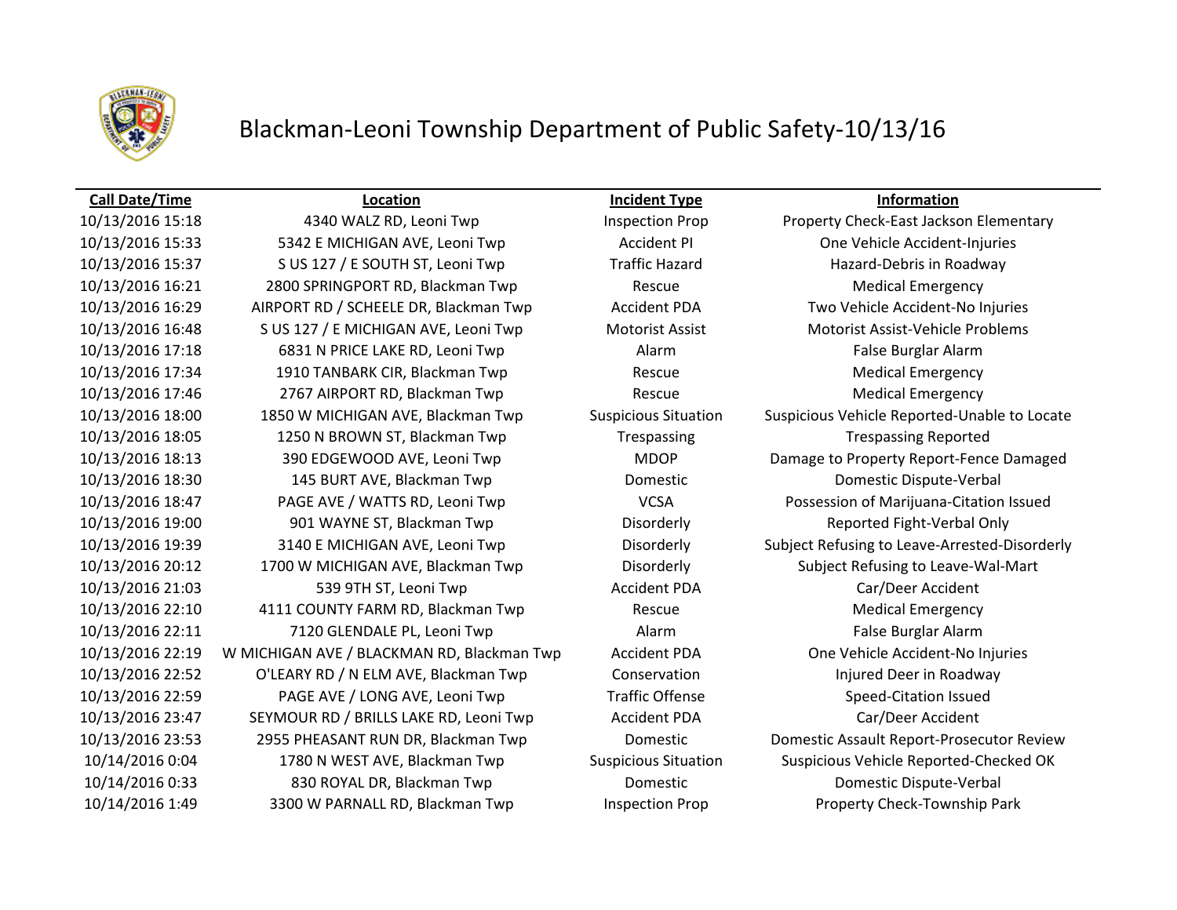# Blackman-Leoni Township Department of Public Safety-10/13/16

| Call Date/Time | Location | Incident Type | Information |
| --- | --- | --- | --- |
| 10/13/2016 15:18 | 4340 WALZ RD, Leoni Twp | Inspection Prop | Property Check-East Jackson Elementary |
| 10/13/2016 15:33 | 5342 E MICHIGAN AVE, Leoni Twp | Accident PI | One Vehicle Accident-Injuries |
| 10/13/2016 15:37 | S US 127 / E SOUTH ST, Leoni Twp | Traffic Hazard | Hazard-Debris in Roadway |
| 10/13/2016 16:21 | 2800 SPRINGPORT RD, Blackman Twp | Rescue | Medical Emergency |
| 10/13/2016 16:29 | AIRPORT RD / SCHEELE DR, Blackman Twp | Accident PDA | Two Vehicle Accident-No Injuries |
| 10/13/2016 16:48 | S US 127 / E MICHIGAN AVE, Leoni Twp | Motorist Assist | Motorist Assist-Vehicle Problems |
| 10/13/2016 17:18 | 6831 N PRICE LAKE RD, Leoni Twp | Alarm | False Burglar Alarm |
| 10/13/2016 17:34 | 1910 TANBARK CIR, Blackman Twp | Rescue | Medical Emergency |
| 10/13/2016 17:46 | 2767 AIRPORT RD, Blackman Twp | Rescue | Medical Emergency |
| 10/13/2016 18:00 | 1850 W MICHIGAN AVE, Blackman Twp | Suspicious Situation | Suspicious Vehicle Reported-Unable to Locate |
| 10/13/2016 18:05 | 1250 N BROWN ST, Blackman Twp | Trespassing | Trespassing Reported |
| 10/13/2016 18:13 | 390 EDGEWOOD AVE, Leoni Twp | MDOP | Damage to Property Report-Fence Damaged |
| 10/13/2016 18:30 | 145 BURT AVE, Blackman Twp | Domestic | Domestic Dispute-Verbal |
| 10/13/2016 18:47 | PAGE AVE / WATTS RD, Leoni Twp | VCSA | Possession of Marijuana-Citation Issued |
| 10/13/2016 19:00 | 901 WAYNE ST, Blackman Twp | Disorderly | Reported Fight-Verbal Only |
| 10/13/2016 19:39 | 3140 E MICHIGAN AVE, Leoni Twp | Disorderly | Subject Refusing to Leave-Arrested-Disorderly |
| 10/13/2016 20:12 | 1700 W MICHIGAN AVE, Blackman Twp | Disorderly | Subject Refusing to Leave-Wal-Mart |
| 10/13/2016 21:03 | 539 9TH ST, Leoni Twp | Accident PDA | Car/Deer Accident |
| 10/13/2016 22:10 | 4111 COUNTY FARM RD, Blackman Twp | Rescue | Medical Emergency |
| 10/13/2016 22:11 | 7120 GLENDALE PL, Leoni Twp | Alarm | False Burglar Alarm |
| 10/13/2016 22:19 | W MICHIGAN AVE / BLACKMAN RD, Blackman Twp | Accident PDA | One Vehicle Accident-No Injuries |
| 10/13/2016 22:52 | O'LEARY RD / N ELM AVE, Blackman Twp | Conservation | Injured Deer in Roadway |
| 10/13/2016 22:59 | PAGE AVE / LONG AVE, Leoni Twp | Traffic Offense | Speed-Citation Issued |
| 10/13/2016 23:47 | SEYMOUR RD / BRILLS LAKE RD, Leoni Twp | Accident PDA | Car/Deer Accident |
| 10/13/2016 23:53 | 2955 PHEASANT RUN DR, Blackman Twp | Domestic | Domestic Assault Report-Prosecutor Review |
| 10/14/2016 0:04 | 1780 N WEST AVE, Blackman Twp | Suspicious Situation | Suspicious Vehicle Reported-Checked OK |
| 10/14/2016 0:33 | 830 ROYAL DR, Blackman Twp | Domestic | Domestic Dispute-Verbal |
| 10/14/2016 1:49 | 3300 W PARNALL RD, Blackman Twp | Inspection Prop | Property Check-Township Park |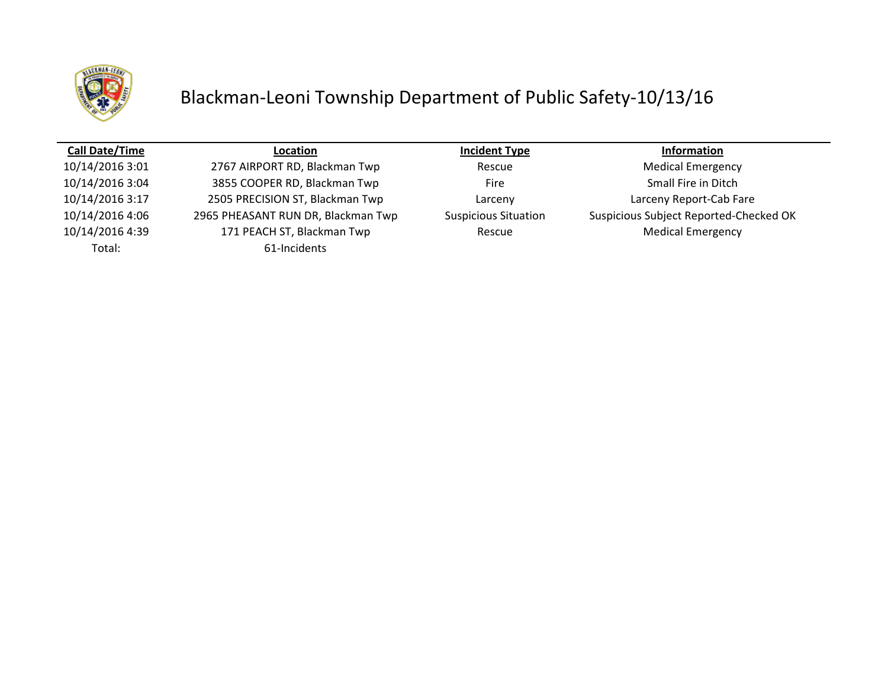# Blackman-Leoni Township Department of Public Safety-10/13/16

| Call Date/Time | Location | Incident Type | Information |
| --- | --- | --- | --- |
| 10/14/2016 3:01 | 2767 AIRPORT RD, Blackman Twp | Rescue | Medical Emergency |
| 10/14/2016 3:04 | 3855 COOPER RD, Blackman Twp | Fire | Small Fire in Ditch |
| 10/14/2016 3:17 | 2505 PRECISION ST, Blackman Twp | Larceny | Larceny Report-Cab Fare |
| 10/14/2016 4:06 | 2965 PHEASANT RUN DR, Blackman Twp | Suspicious Situation | Suspicious Subject Reported-Checked OK |
| 10/14/2016 4:39 | 171 PEACH ST, Blackman Twp | Rescue | Medical Emergency |
| Total: | 61-Incidents | | |